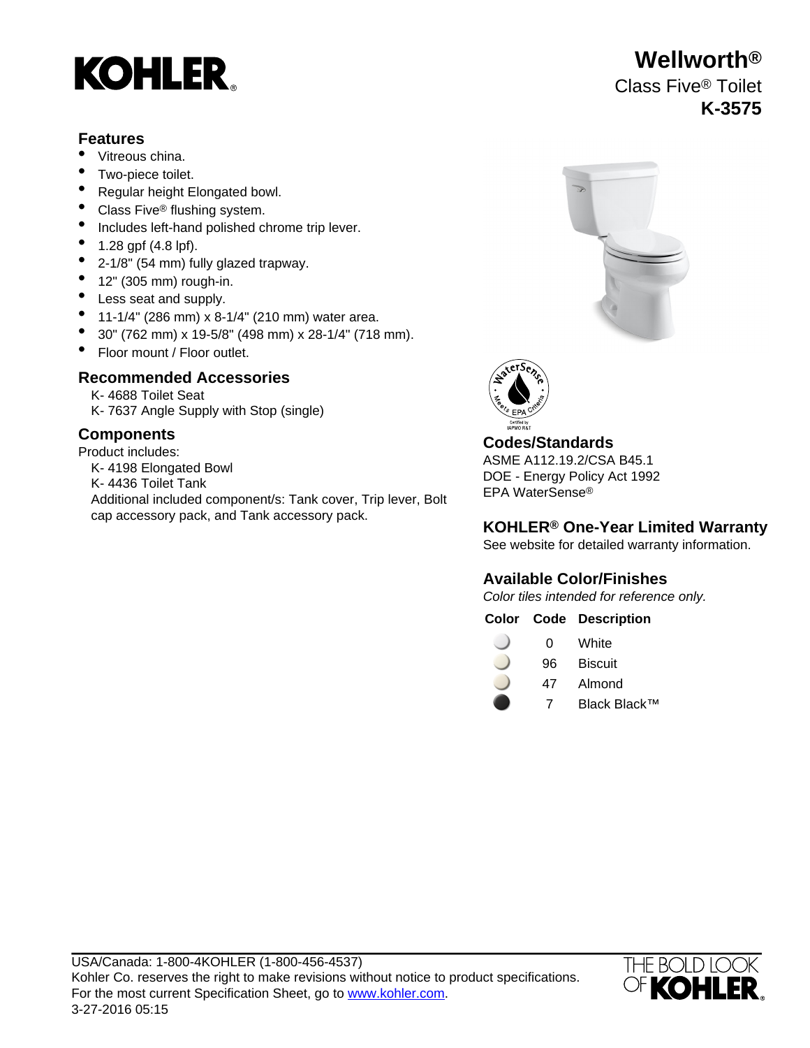KOHLER®

# Wellworth®

## Class Five® Toilet

## K-3575

### Features

- Vitreous china.
- Two-piece toilet.
- Regular height Elongated bowl.
- Class Five® flushing system.
- Includes left-hand polished chrome trip lever.
- 1.28 gpf (4.8 lpf).
- 2-1/8" (54 mm) fully glazed trapway.
- 12" (305 mm) rough-in.
- Less seat and supply.
- 11-1/4" (286 mm) x 8-1/4" (210 mm) water area.
- 30" (762 mm) x 19-5/8" (498 mm) x 28-1/4" (718 mm).
- Floor mount / Floor outlet.

### Recommended Accessories

K- 4688 Toilet Seat
K- 7637 Angle Supply with Stop (single)

### Components

Product includes:

K- 4198 Elongated Bowl
K- 4436 Toilet Tank
Additional included component/s: Tank cover, Trip lever, Bolt cap accessory pack, and Tank accessory pack.

WaterSense · Meets EPA Criteria · Certified by IAPMO R&T

### Codes/Standards

ASME A112.19.2/CSA B45.1
DOE - Energy Policy Act 1992
EPA WaterSense®

### KOHLER® One-Year Limited Warranty

See website for detailed warranty information.

### Available Color/Finishes

*Color tiles intended for reference only.*

| Color | Code | Description |
|---|---|---|
| | 0 | White |
| | 96 | Biscuit |
| | 47 | Almond |
| | 7 | Black Black™ |

USA/Canada: 1-800-4KOHLER (1-800-456-4537)
Kohler Co. reserves the right to make revisions without notice to product specifications.
For the most current Specification Sheet, go to www.kohler.com.
3-27-2016 05:15

THE BOLD LOOK OF KOHLER®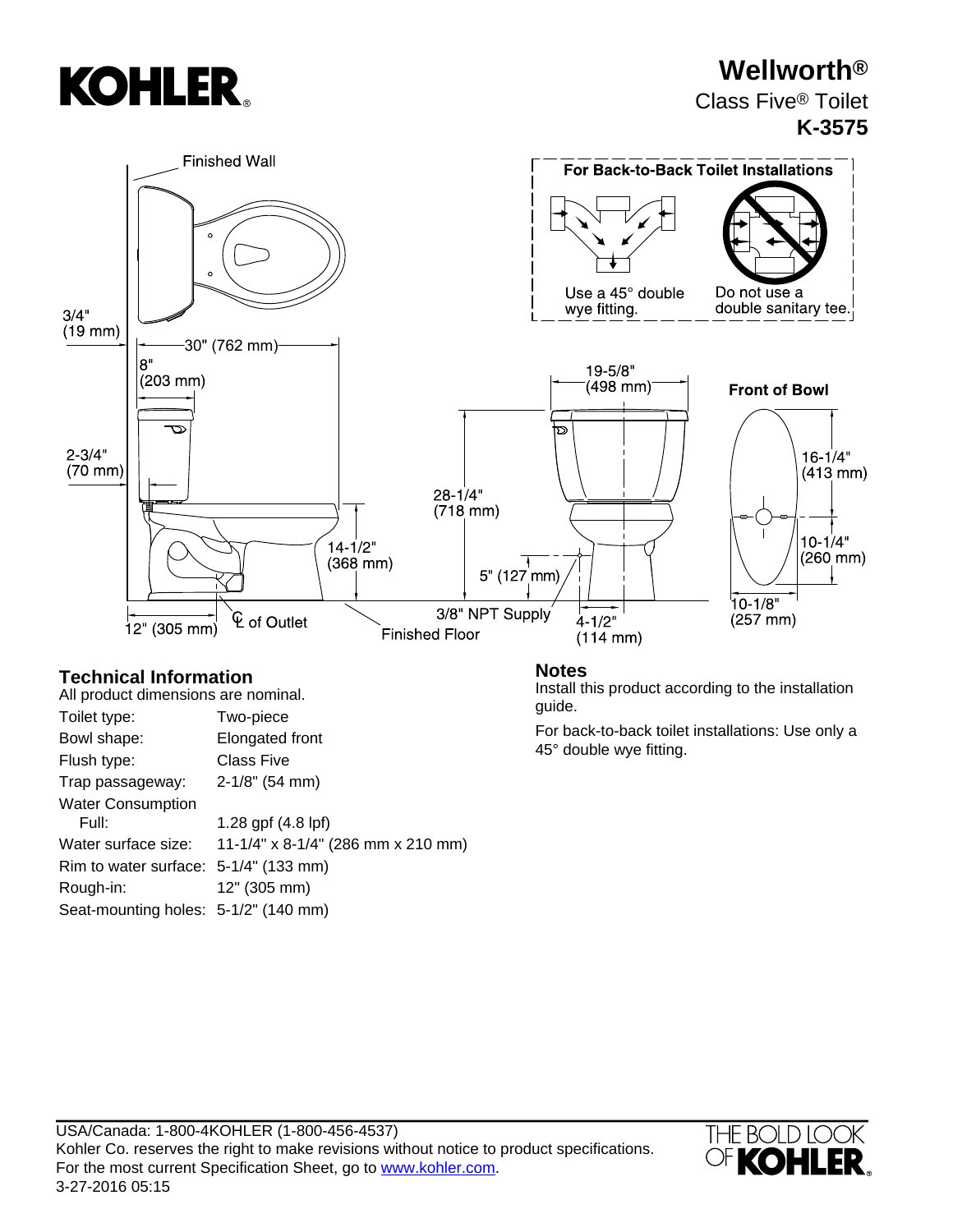**KOHLER**

# Wellworth®

Class Five® Toilet

**K-3575**

Finished Wall

For Back-to-Back Toilet Installations

Use a 45° double wye fitting.

Do not use a double sanitary tee.

3/4" (19 mm)

30" (762 mm)

8" (203 mm)

2-3/4" (70 mm)

19-5/8" (498 mm)

Front of Bowl

16-1/4" (413 mm)

28-1/4" (718 mm)

14-1/2" (368 mm)

10-1/4" (260 mm)

5" (127 mm)

10-1/8" (257 mm)

12" (305 mm)

℄ of Outlet

3/8" NPT Supply

Finished Floor

4-1/2" (114 mm)

## Technical Information

All product dimensions are nominal.

| | |
|---|---|
| Toilet type: | Two-piece |
| Bowl shape: | Elongated front |
| Flush type: | Class Five |
| Trap passageway: | 2-1/8" (54 mm) |
| Water Consumption | |
| Full: | 1.28 gpf (4.8 lpf) |
| Water surface size: | 11-1/4" x 8-1/4" (286 mm x 210 mm) |
| Rim to water surface: | 5-1/4" (133 mm) |
| Rough-in: | 12" (305 mm) |
| Seat-mounting holes: | 5-1/2" (140 mm) |

## Notes

Install this product according to the installation guide.

For back-to-back toilet installations: Use only a 45° double wye fitting.

USA/Canada: 1-800-4KOHLER (1-800-456-4537)
Kohler Co. reserves the right to make revisions without notice to product specifications.
For the most current Specification Sheet, go to www.kohler.com.
3-27-2016 05:15

THE BOLD LOOK OF KOHLER.